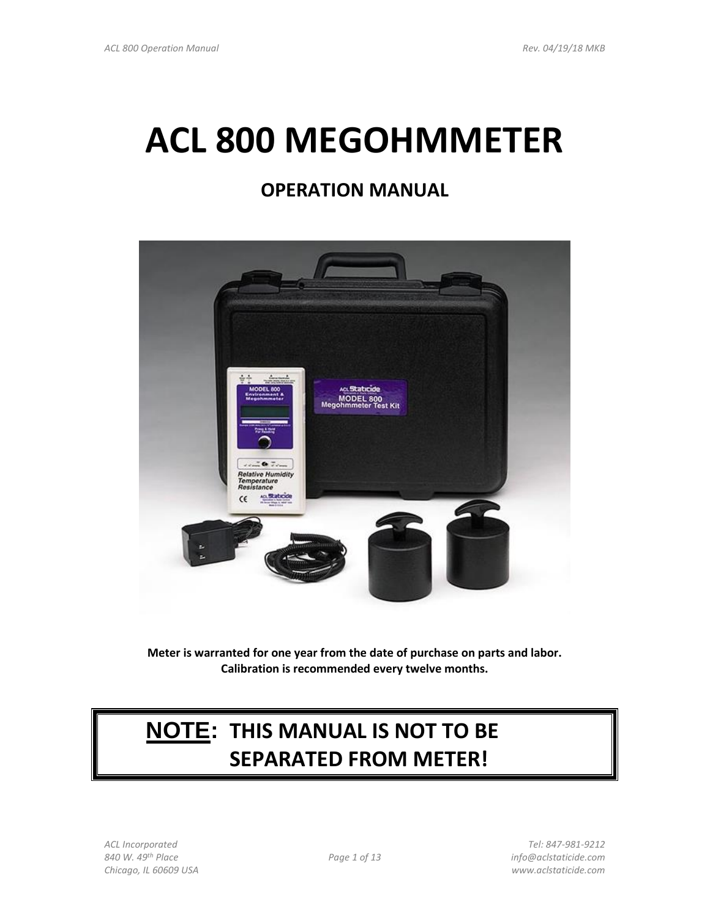# ACL 800 MEGOHMMETER

## OPERATION MANUAL

**Meter is warranted for one year from the date of purchase on parts and labor. Calibration is recommended every twelve months.**

**NOTE: THIS MANUAL IS NOT TO BE SEPARATED FROM METER!**

ACL Incorporated
840 W. 49th Place
Chicago, IL 60609 USA

Tel: 847-981-9212
info@aclstaticide.com
www.aclstaticide.com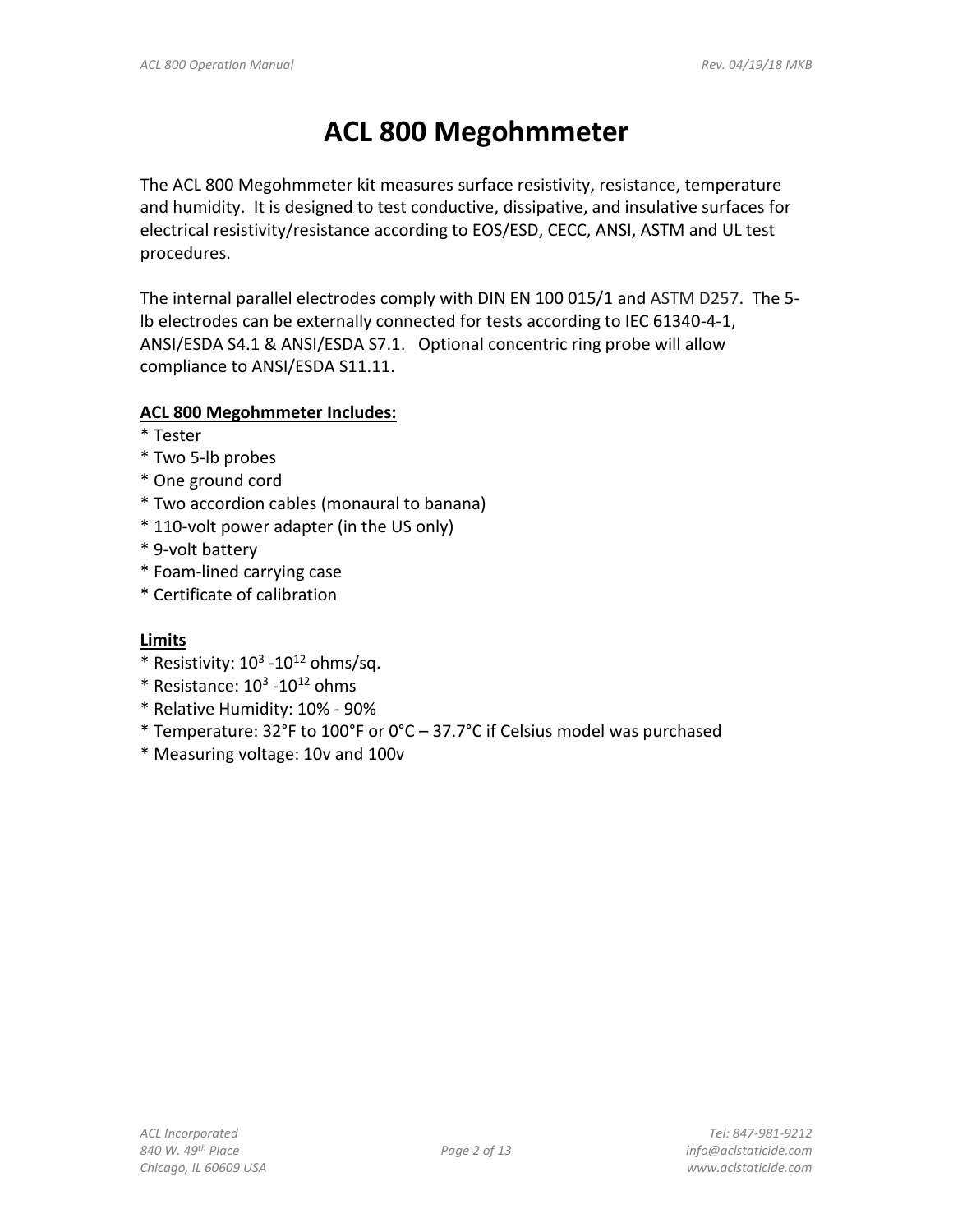# ACL 800 Megohmmeter

The ACL 800 Megohmmeter kit measures surface resistivity, resistance, temperature and humidity. It is designed to test conductive, dissipative, and insulative surfaces for electrical resistivity/resistance according to EOS/ESD, CECC, ANSI, ASTM and UL test procedures.

The internal parallel electrodes comply with DIN EN 100 015/1 and ASTM D257. The 5-lb electrodes can be externally connected for tests according to IEC 61340-4-1, ANSI/ESDA S4.1 & ANSI/ESDA S7.1. Optional concentric ring probe will allow compliance to ANSI/ESDA S11.11.

**ACL 800 Megohmmeter Includes:**

* Tester
* Two 5-lb probes
* One ground cord
* Two accordion cables (monaural to banana)
* 110-volt power adapter (in the US only)
* 9-volt battery
* Foam-lined carrying case
* Certificate of calibration

**Limits**

* Resistivity: $10^3$ -$10^{12}$ ohms/sq.
* Resistance: $10^3$ -$10^{12}$ ohms
* Relative Humidity: 10% - 90%
* Temperature: 32°F to 100°F or 0°C – 37.7°C if Celsius model was purchased
* Measuring voltage: 10v and 100v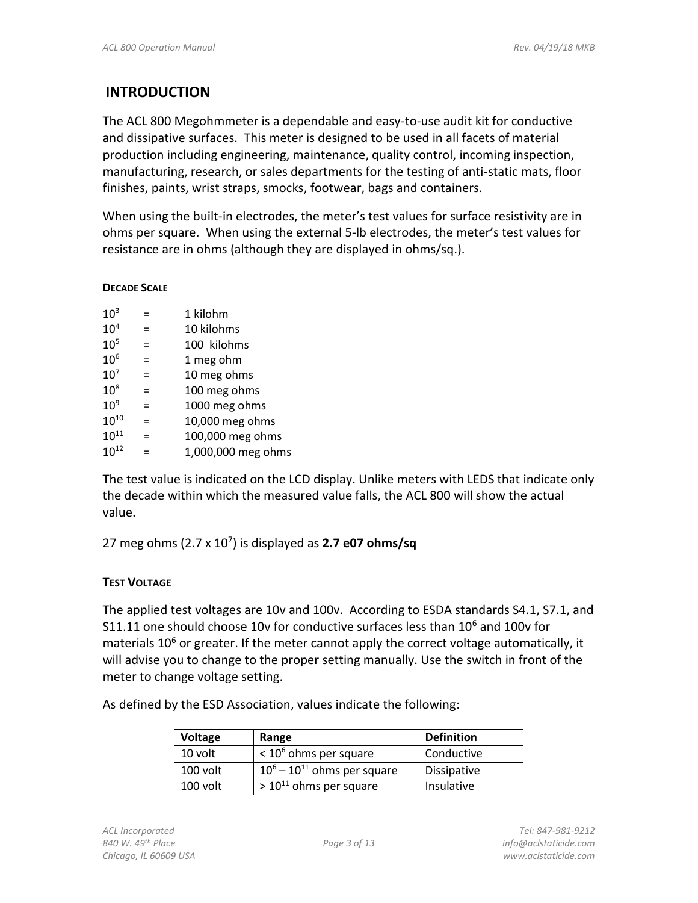## INTRODUCTION

The ACL 800 Megohmmeter is a dependable and easy-to-use audit kit for conductive and dissipative surfaces. This meter is designed to be used in all facets of material production including engineering, maintenance, quality control, incoming inspection, manufacturing, research, or sales departments for the testing of anti-static mats, floor finishes, paints, wrist straps, smocks, footwear, bags and containers.

When using the built-in electrodes, the meter's test values for surface resistivity are in ohms per square. When using the external 5-lb electrodes, the meter's test values for resistance are in ohms (although they are displayed in ohms/sq.).

#### DECADE SCALE

| | | |
|---|---|---|
| $10^3$ | = | 1 kilohm |
| $10^4$ | = | 10 kilohms |
| $10^5$ | = | 100 kilohms |
| $10^6$ | = | 1 meg ohm |
| $10^7$ | = | 10 meg ohms |
| $10^8$ | = | 100 meg ohms |
| $10^9$ | = | 1000 meg ohms |
| $10^{10}$ | = | 10,000 meg ohms |
| $10^{11}$ | = | 100,000 meg ohms |
| $10^{12}$ | = | 1,000,000 meg ohms |

The test value is indicated on the LCD display. Unlike meters with LEDS that indicate only the decade within which the measured value falls, the ACL 800 will show the actual value.

27 meg ohms ($2.7 \times 10^7$) is displayed as **2.7 e07 ohms/sq**

#### TEST VOLTAGE

The applied test voltages are 10v and 100v. According to ESDA standards S4.1, S7.1, and S11.11 one should choose 10v for conductive surfaces less than $10^6$ and 100v for materials $10^6$ or greater. If the meter cannot apply the correct voltage automatically, it will advise you to change to the proper setting manually. Use the switch in front of the meter to change voltage setting.

As defined by the ESD Association, values indicate the following:

| Voltage | Range | Definition |
|---|---|---|
| 10 volt | $< 10^6$ ohms per square | Conductive |
| 100 volt | $10^6 – 10^{11}$ ohms per square | Dissipative |
| 100 volt | $> 10^{11}$ ohms per square | Insulative |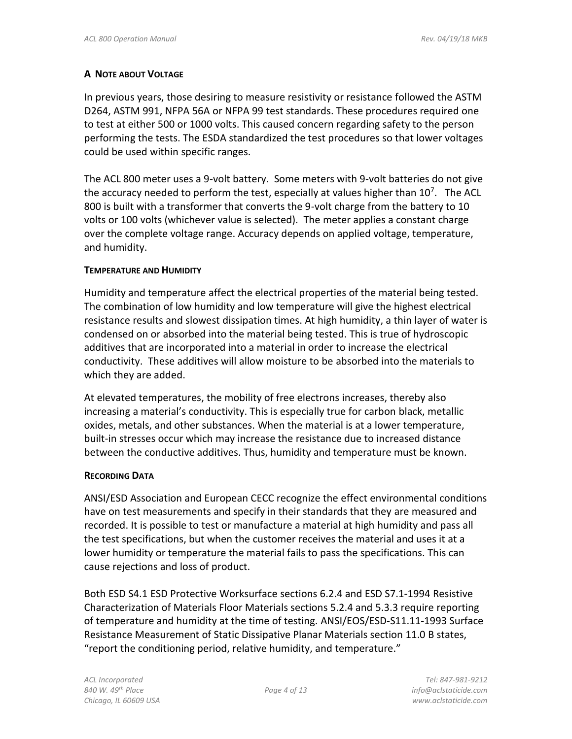### A NOTE ABOUT VOLTAGE

In previous years, those desiring to measure resistivity or resistance followed the ASTM D264, ASTM 991, NFPA 56A or NFPA 99 test standards. These procedures required one to test at either 500 or 1000 volts. This caused concern regarding safety to the person performing the tests. The ESDA standardized the test procedures so that lower voltages could be used within specific ranges.

The ACL 800 meter uses a 9-volt battery. Some meters with 9-volt batteries do not give the accuracy needed to perform the test, especially at values higher than $10^7$. The ACL 800 is built with a transformer that converts the 9-volt charge from the battery to 10 volts or 100 volts (whichever value is selected). The meter applies a constant charge over the complete voltage range. Accuracy depends on applied voltage, temperature, and humidity.

### TEMPERATURE AND HUMIDITY

Humidity and temperature affect the electrical properties of the material being tested. The combination of low humidity and low temperature will give the highest electrical resistance results and slowest dissipation times. At high humidity, a thin layer of water is condensed on or absorbed into the material being tested. This is true of hydroscopic additives that are incorporated into a material in order to increase the electrical conductivity. These additives will allow moisture to be absorbed into the materials to which they are added.

At elevated temperatures, the mobility of free electrons increases, thereby also increasing a material's conductivity. This is especially true for carbon black, metallic oxides, metals, and other substances. When the material is at a lower temperature, built-in stresses occur which may increase the resistance due to increased distance between the conductive additives. Thus, humidity and temperature must be known.

### RECORDING DATA

ANSI/ESD Association and European CECC recognize the effect environmental conditions have on test measurements and specify in their standards that they are measured and recorded. It is possible to test or manufacture a material at high humidity and pass all the test specifications, but when the customer receives the material and uses it at a lower humidity or temperature the material fails to pass the specifications. This can cause rejections and loss of product.

Both ESD S4.1 ESD Protective Worksurface sections 6.2.4 and ESD S7.1-1994 Resistive Characterization of Materials Floor Materials sections 5.2.4 and 5.3.3 require reporting of temperature and humidity at the time of testing. ANSI/EOS/ESD-S11.11-1993 Surface Resistance Measurement of Static Dissipative Planar Materials section 11.0 B states, "report the conditioning period, relative humidity, and temperature."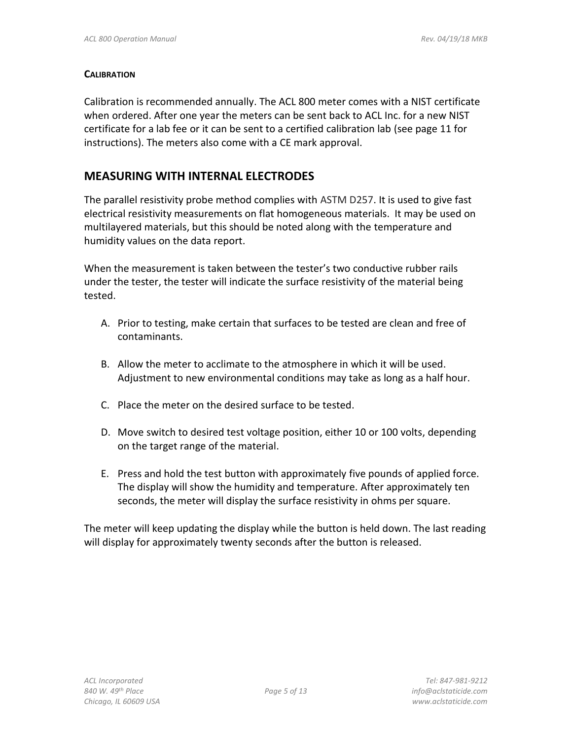### CALIBRATION

Calibration is recommended annually. The ACL 800 meter comes with a NIST certificate when ordered. After one year the meters can be sent back to ACL Inc. for a new NIST certificate for a lab fee or it can be sent to a certified calibration lab (see page 11 for instructions). The meters also come with a CE mark approval.

## MEASURING WITH INTERNAL ELECTRODES

The parallel resistivity probe method complies with ASTM D257. It is used to give fast electrical resistivity measurements on flat homogeneous materials. It may be used on multilayered materials, but this should be noted along with the temperature and humidity values on the data report.

When the measurement is taken between the tester's two conductive rubber rails under the tester, the tester will indicate the surface resistivity of the material being tested.

A. Prior to testing, make certain that surfaces to be tested are clean and free of contaminants.

B. Allow the meter to acclimate to the atmosphere in which it will be used. Adjustment to new environmental conditions may take as long as a half hour.

C. Place the meter on the desired surface to be tested.

D. Move switch to desired test voltage position, either 10 or 100 volts, depending on the target range of the material.

E. Press and hold the test button with approximately five pounds of applied force. The display will show the humidity and temperature. After approximately ten seconds, the meter will display the surface resistivity in ohms per square.

The meter will keep updating the display while the button is held down. The last reading will display for approximately twenty seconds after the button is released.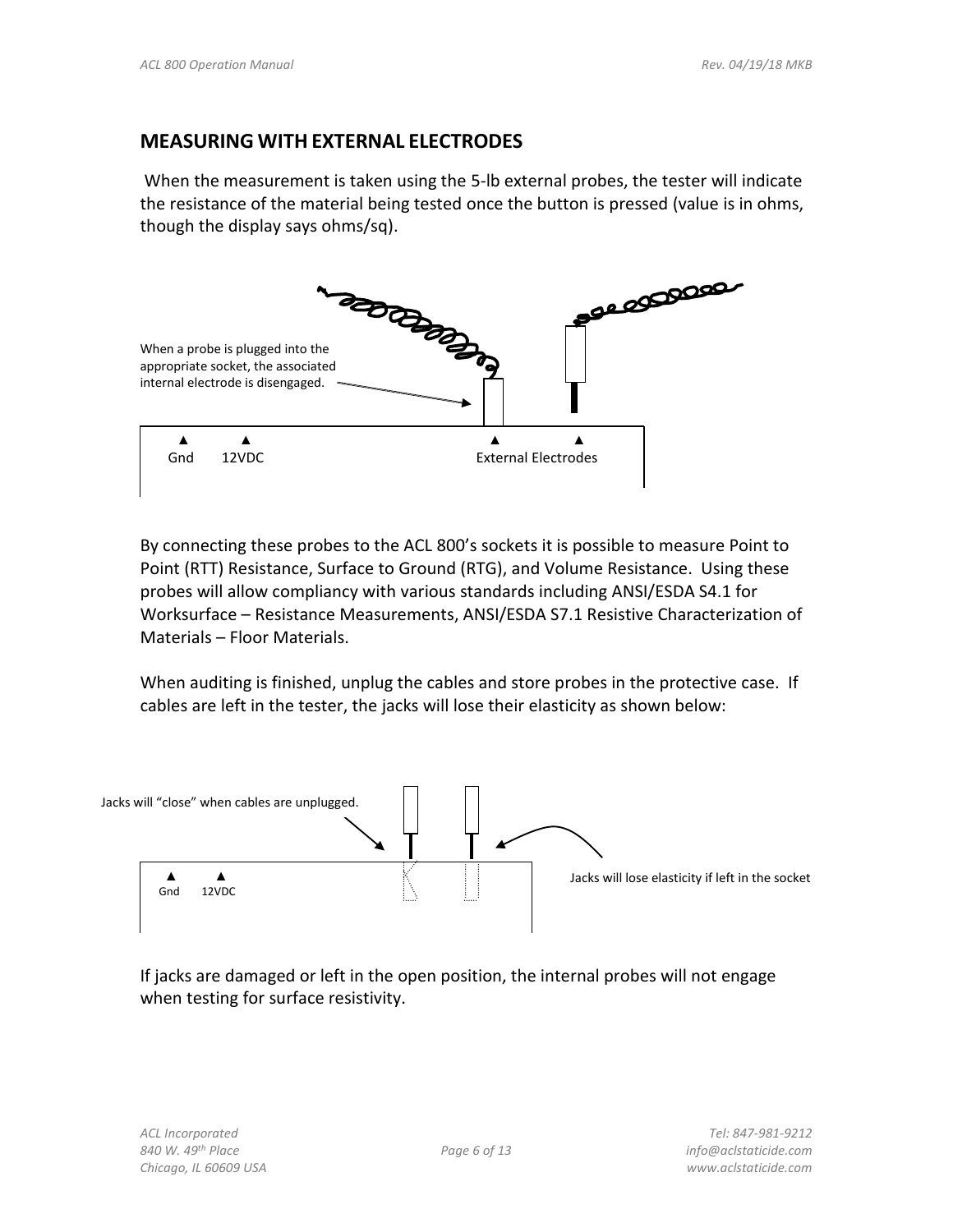## MEASURING WITH EXTERNAL ELECTRODES

When the measurement is taken using the 5-lb external probes, the tester will indicate the resistance of the material being tested once the button is pressed (value is in ohms, though the display says ohms/sq).

When a probe is plugged into the appropriate socket, the associated internal electrode is disengaged.

Gnd 12VDC External Electrodes

By connecting these probes to the ACL 800's sockets it is possible to measure Point to Point (RTT) Resistance, Surface to Ground (RTG), and Volume Resistance. Using these probes will allow compliancy with various standards including ANSI/ESDA S4.1 for Worksurface – Resistance Measurements, ANSI/ESDA S7.1 Resistive Characterization of Materials – Floor Materials.

When auditing is finished, unplug the cables and store probes in the protective case. If cables are left in the tester, the jacks will lose their elasticity as shown below:

Jacks will "close" when cables are unplugged.

Gnd 12VDC

Jacks will lose elasticity if left in the socket

If jacks are damaged or left in the open position, the internal probes will not engage when testing for surface resistivity.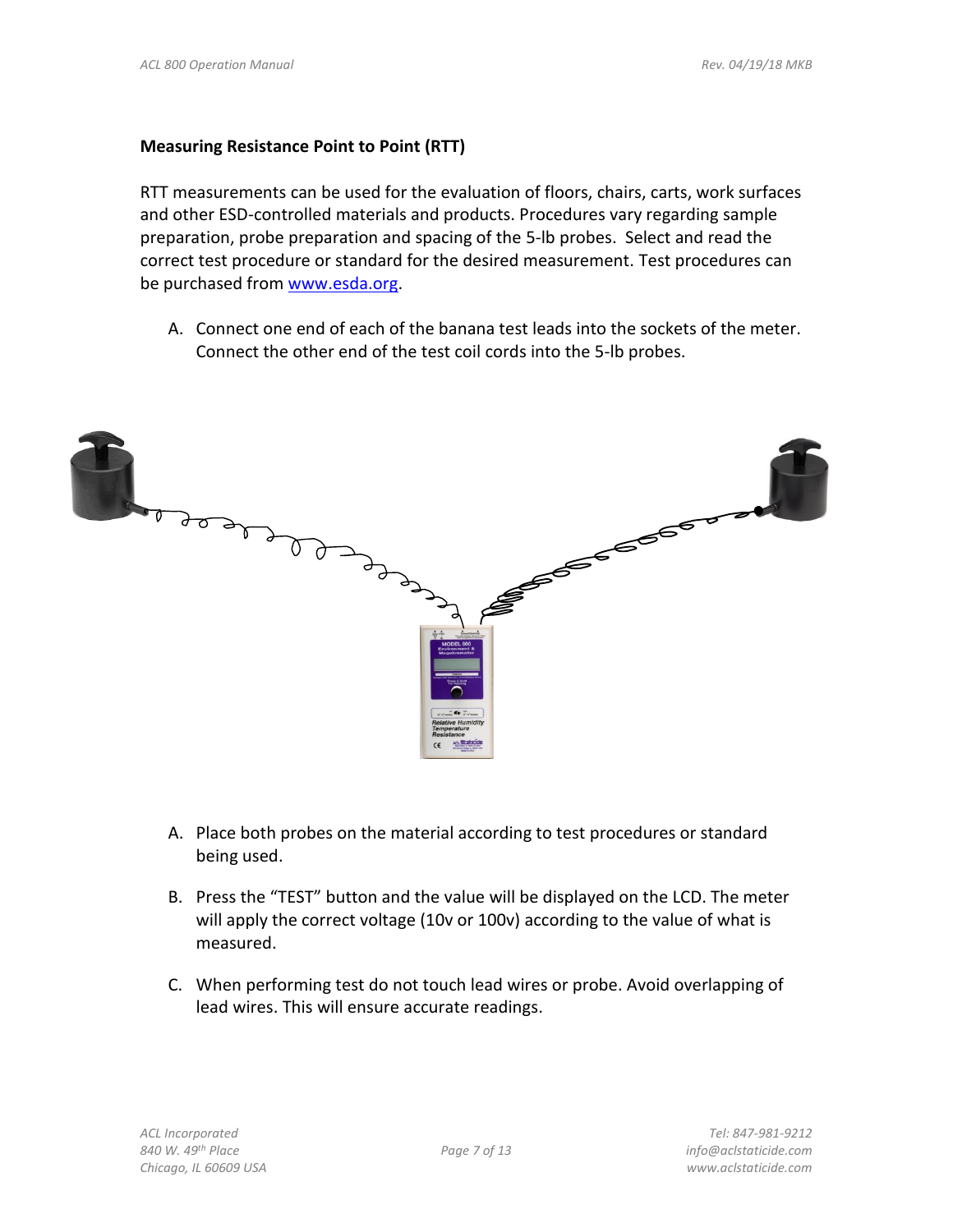**Measuring Resistance Point to Point (RTT)**

RTT measurements can be used for the evaluation of floors, chairs, carts, work surfaces and other ESD-controlled materials and products. Procedures vary regarding sample preparation, probe preparation and spacing of the 5-lb probes. Select and read the correct test procedure or standard for the desired measurement. Test procedures can be purchased from [www.esda.org](http://www.esda.org).

A. Connect one end of each of the banana test leads into the sockets of the meter. Connect the other end of the test coil cords into the 5-lb probes.

A. Place both probes on the material according to test procedures or standard being used.

B. Press the "TEST" button and the value will be displayed on the LCD. The meter will apply the correct voltage (10v or 100v) according to the value of what is measured.

C. When performing test do not touch lead wires or probe. Avoid overlapping of lead wires. This will ensure accurate readings.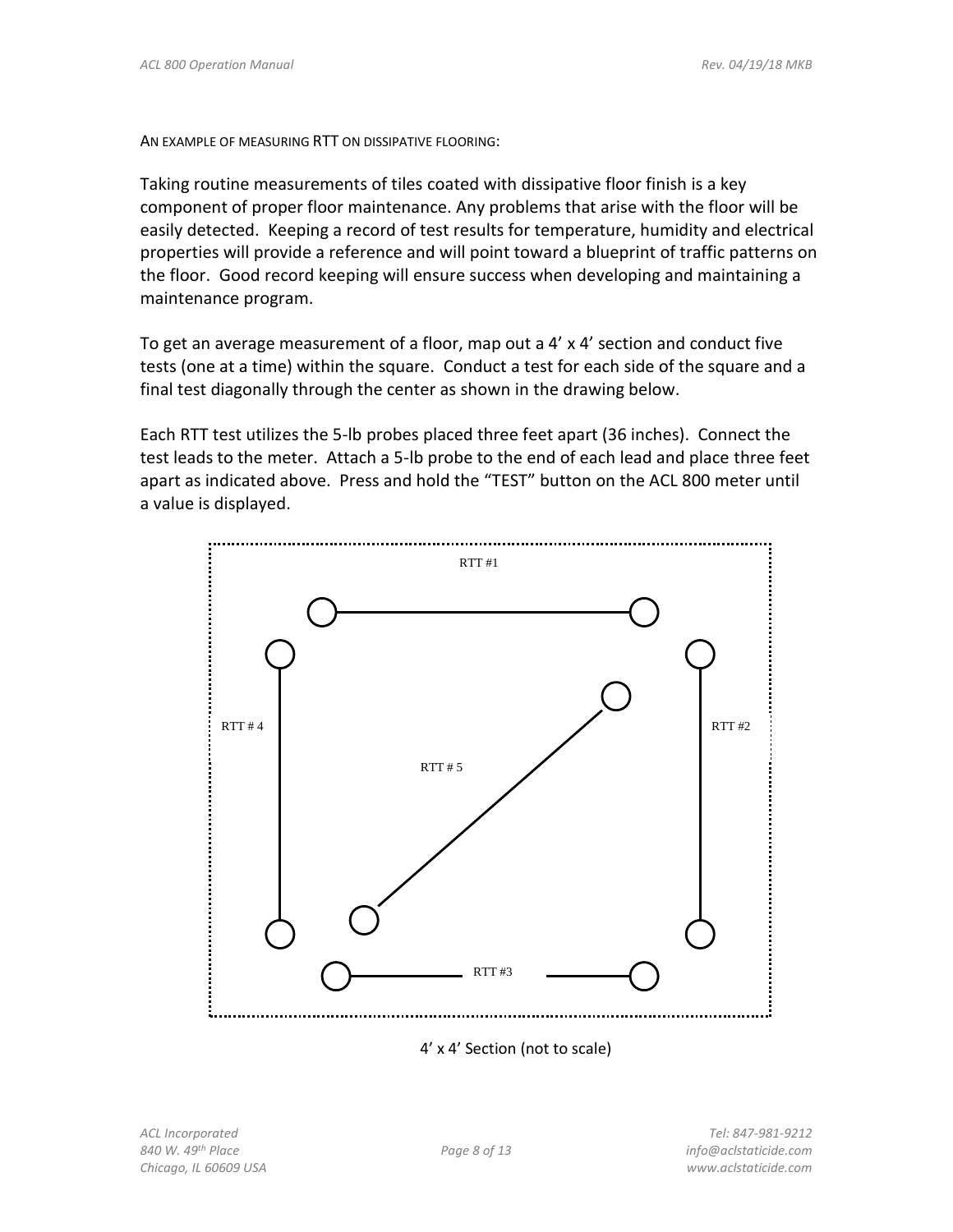AN EXAMPLE OF MEASURING RTT ON DISSIPATIVE FLOORING:

Taking routine measurements of tiles coated with dissipative floor finish is a key component of proper floor maintenance. Any problems that arise with the floor will be easily detected. Keeping a record of test results for temperature, humidity and electrical properties will provide a reference and will point toward a blueprint of traffic patterns on the floor. Good record keeping will ensure success when developing and maintaining a maintenance program.

To get an average measurement of a floor, map out a 4' x 4' section and conduct five tests (one at a time) within the square. Conduct a test for each side of the square and a final test diagonally through the center as shown in the drawing below.

Each RTT test utilizes the 5-lb probes placed three feet apart (36 inches). Connect the test leads to the meter. Attach a 5-lb probe to the end of each lead and place three feet apart as indicated above. Press and hold the "TEST" button on the ACL 800 meter until a value is displayed.

RTT #1

RTT # 4

RTT #2

RTT # 5

RTT #3

4' x 4' Section (not to scale)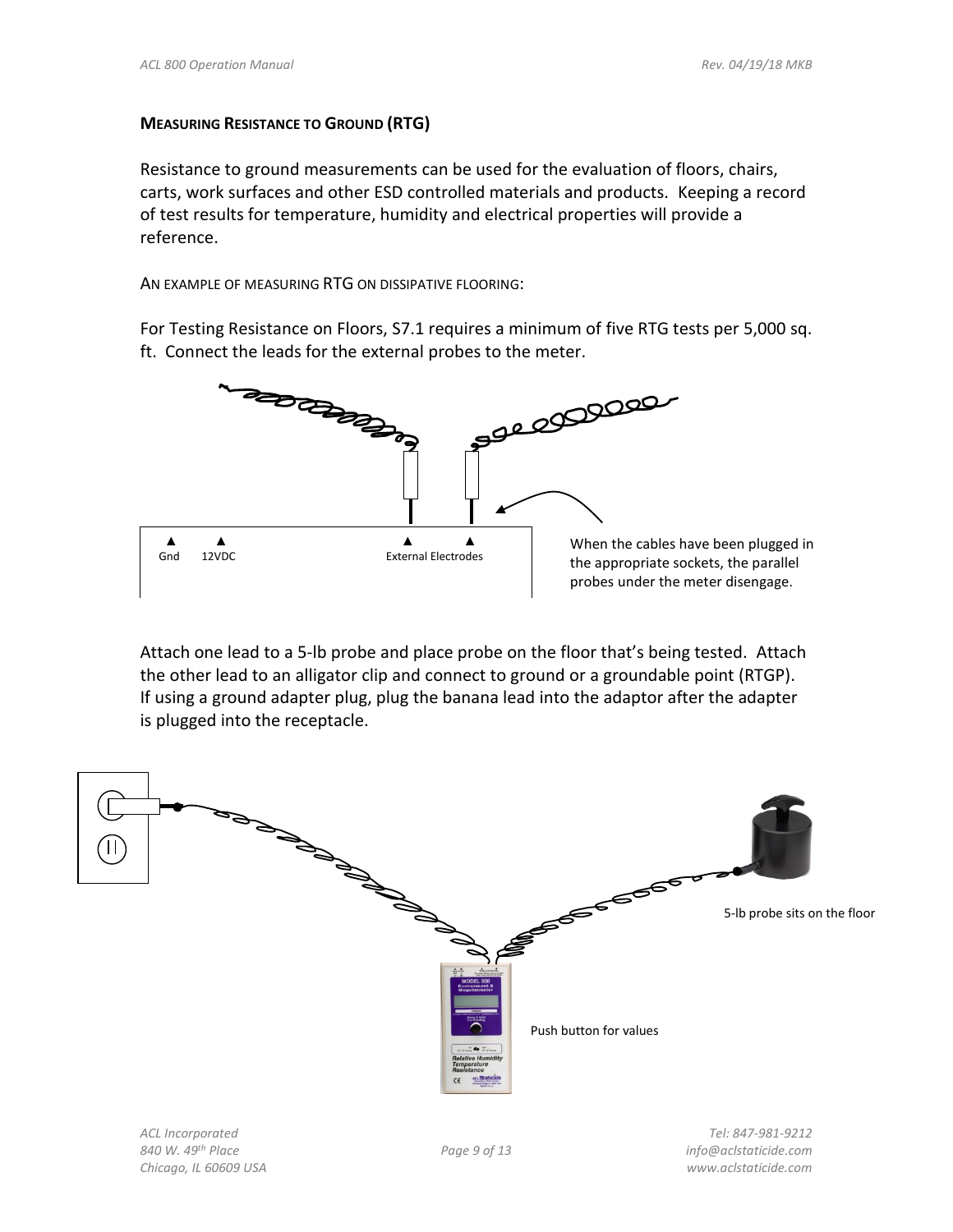## MEASURING RESISTANCE TO GROUND (RTG)

Resistance to ground measurements can be used for the evaluation of floors, chairs, carts, work surfaces and other ESD controlled materials and products. Keeping a record of test results for temperature, humidity and electrical properties will provide a reference.

AN EXAMPLE OF MEASURING RTG ON DISSIPATIVE FLOORING:

For Testing Resistance on Floors, S7.1 requires a minimum of five RTG tests per 5,000 sq. ft. Connect the leads for the external probes to the meter.

Gnd 12VDC External Electrodes

When the cables have been plugged in the appropriate sockets, the parallel probes under the meter disengage.

Attach one lead to a 5-lb probe and place probe on the floor that's being tested. Attach the other lead to an alligator clip and connect to ground or a groundable point (RTGP). If using a ground adapter plug, plug the banana lead into the adaptor after the adapter is plugged into the receptacle.

5-lb probe sits on the floor

Push button for values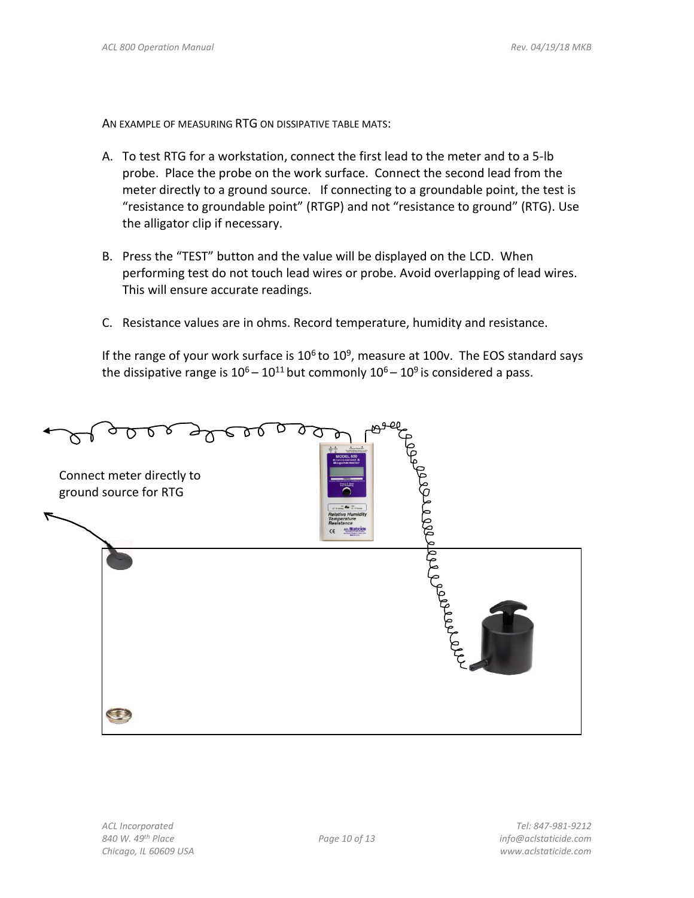AN EXAMPLE OF MEASURING RTG ON DISSIPATIVE TABLE MATS:

A. To test RTG for a workstation, connect the first lead to the meter and to a 5-lb probe. Place the probe on the work surface. Connect the second lead from the meter directly to a ground source. If connecting to a groundable point, the test is "resistance to groundable point" (RTGP) and not "resistance to ground" (RTG). Use the alligator clip if necessary.

B. Press the "TEST" button and the value will be displayed on the LCD. When performing test do not touch lead wires or probe. Avoid overlapping of lead wires. This will ensure accurate readings.

C. Resistance values are in ohms. Record temperature, humidity and resistance.

If the range of your work surface is $10^6$ to $10^9$, measure at 100v. The EOS standard says the dissipative range is $10^6 – 10^{11}$ but commonly $10^6 – 10^9$ is considered a pass.

Connect meter directly to ground source for RTG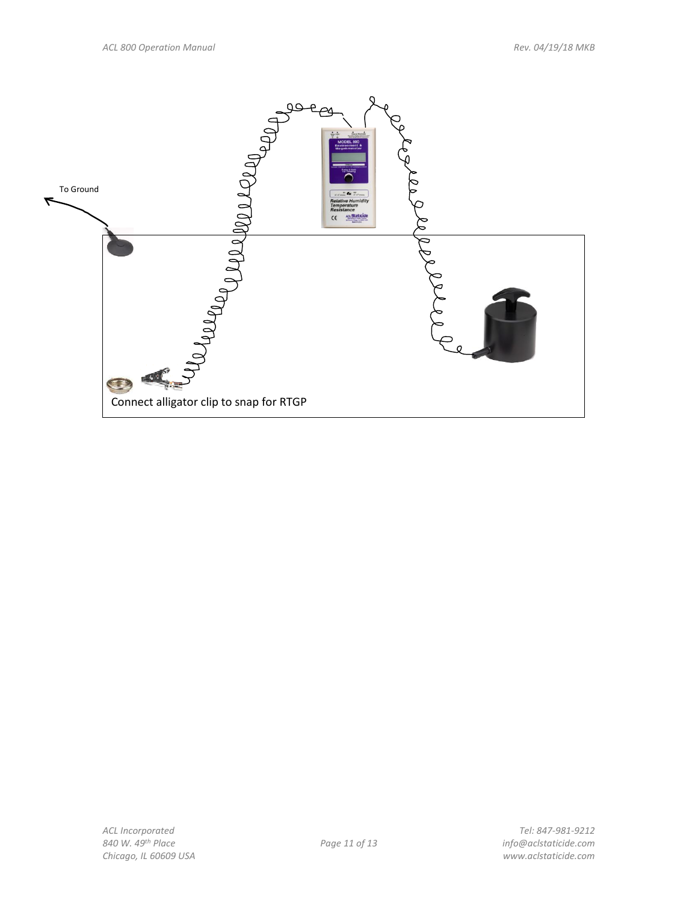To Ground

Connect alligator clip to snap for RTGP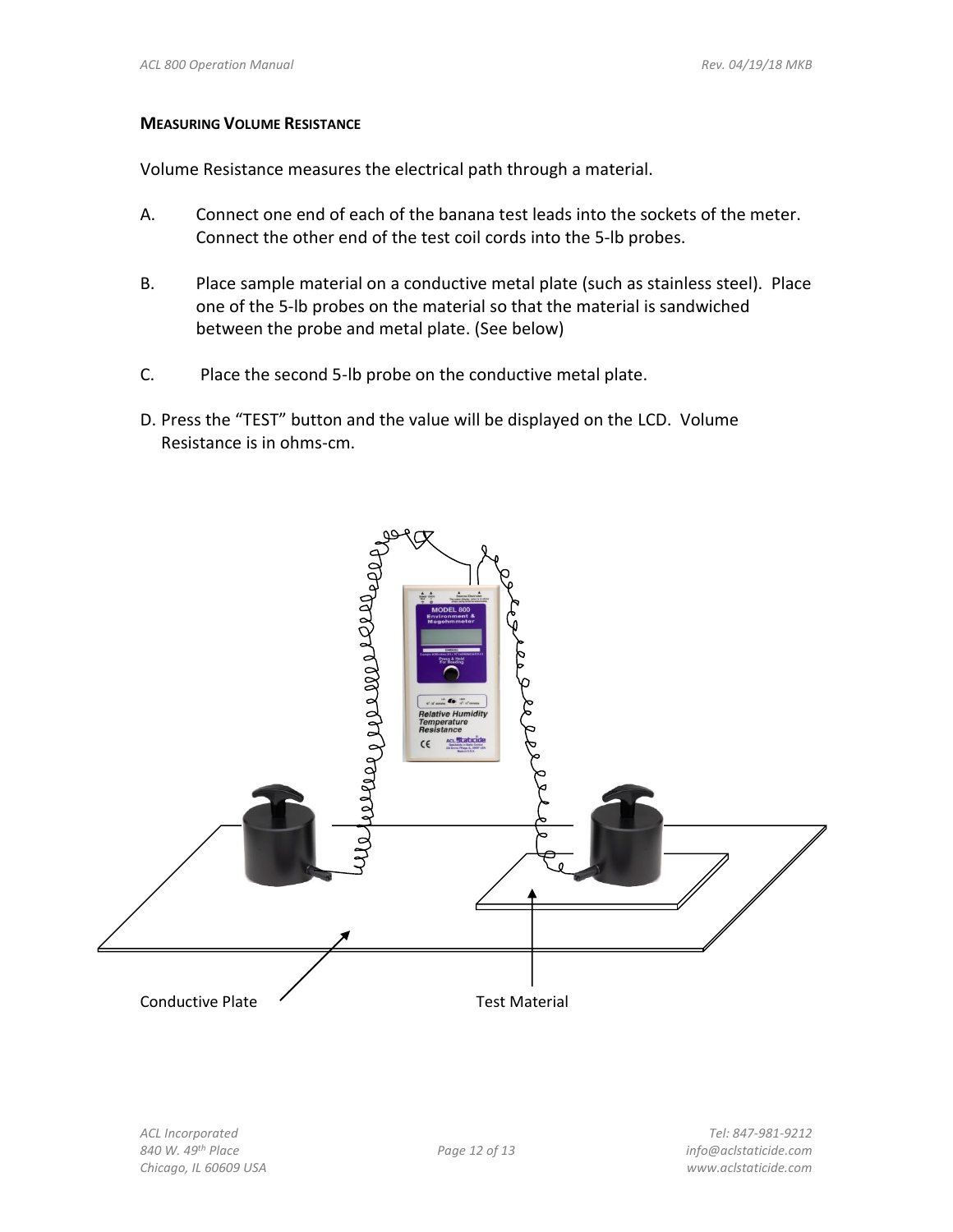### MEASURING VOLUME RESISTANCE

Volume Resistance measures the electrical path through a material.

A. Connect one end of each of the banana test leads into the sockets of the meter. Connect the other end of the test coil cords into the 5-lb probes.

B. Place sample material on a conductive metal plate (such as stainless steel). Place one of the 5-lb probes on the material so that the material is sandwiched between the probe and metal plate. (See below)

C. Place the second 5-lb probe on the conductive metal plate.

D. Press the "TEST" button and the value will be displayed on the LCD. Volume Resistance is in ohms-cm.

Conductive Plate

Test Material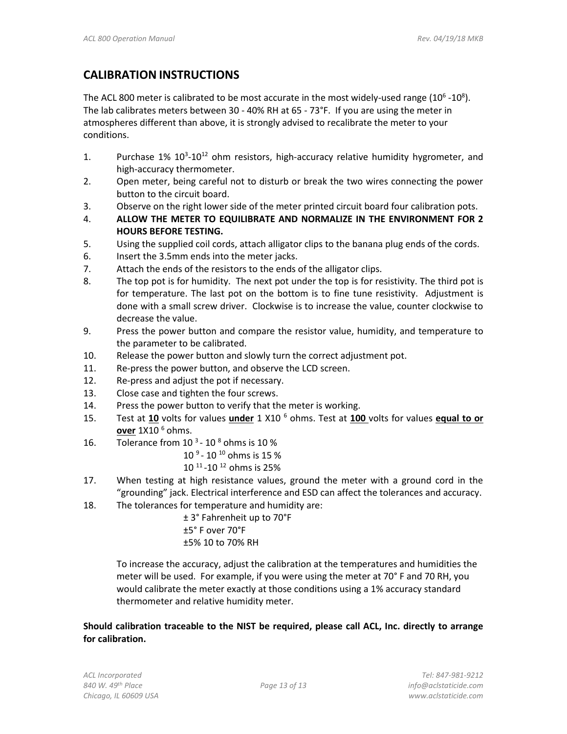## CALIBRATION INSTRUCTIONS

The ACL 800 meter is calibrated to be most accurate in the most widely-used range ($10^6$ -$10^8$). The lab calibrates meters between 30 - 40% RH at 65 - 73°F. If you are using the meter in atmospheres different than above, it is strongly advised to recalibrate the meter to your conditions.

1. Purchase 1% $10^3$-$10^{12}$ ohm resistors, high-accuracy relative humidity hygrometer, and high-accuracy thermometer.
2. Open meter, being careful not to disturb or break the two wires connecting the power button to the circuit board.
3. Observe on the right lower side of the meter printed circuit board four calibration pots.
4. **ALLOW THE METER TO EQUILIBRATE AND NORMALIZE IN THE ENVIRONMENT FOR 2 HOURS BEFORE TESTING.**
5. Using the supplied coil cords, attach alligator clips to the banana plug ends of the cords.
6. Insert the 3.5mm ends into the meter jacks.
7. Attach the ends of the resistors to the ends of the alligator clips.
8. The top pot is for humidity. The next pot under the top is for resistivity. The third pot is for temperature. The last pot on the bottom is to fine tune resistivity. Adjustment is done with a small screw driver. Clockwise is to increase the value, counter clockwise to decrease the value.
9. Press the power button and compare the resistor value, humidity, and temperature to the parameter to be calibrated.
10. Release the power button and slowly turn the correct adjustment pot.
11. Re-press the power button, and observe the LCD screen.
12. Re-press and adjust the pot if necessary.
13. Close case and tighten the four screws.
14. Press the power button to verify that the meter is working.
15. Test at **<u>10</u>** volts for values **<u>under</u>** 1 X10 $^6$ ohms. Test at **<u>100</u>** volts for values **<u>equal to or over</u>** 1X10 $^6$ ohms.
16. Tolerance from 10 $^3$ - 10 $^8$ ohms is 10 %
    10 $^9$ - 10 $^{10}$ ohms is 15 %
    10 $^{11}$ -10 $^{12}$ ohms is 25%
17. When testing at high resistance values, ground the meter with a ground cord in the "grounding" jack. Electrical interference and ESD can affect the tolerances and accuracy.
18. The tolerances for temperature and humidity are:
    ± 3° Fahrenheit up to 70°F
    ±5° F over 70°F
    ±5% 10 to 70% RH

    To increase the accuracy, adjust the calibration at the temperatures and humidities the meter will be used. For example, if you were using the meter at 70° F and 70 RH, you would calibrate the meter exactly at those conditions using a 1% accuracy standard thermometer and relative humidity meter.

**Should calibration traceable to the NIST be required, please call ACL, Inc. directly to arrange for calibration.**